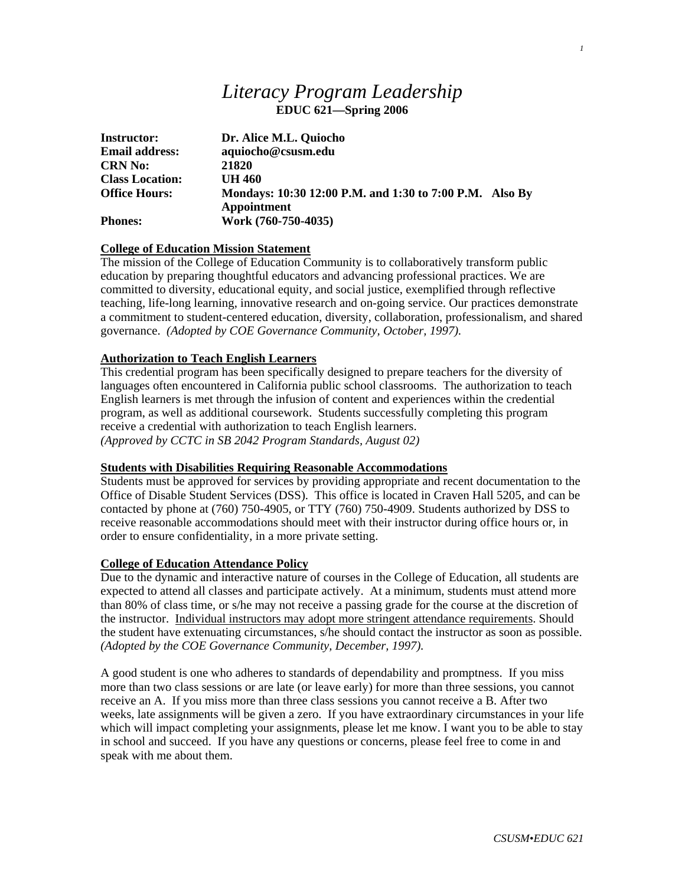# *Literacy Program Leadership*

**EDUC 621—Spring 2006**

| | |
|---|---|
| **Instructor:** | **Dr. Alice M.L. Quiocho** |
| **Email address:** | **aquiocho@csusm.edu** |
| **CRN No:** | **21820** |
| **Class Location:** | **UH 460** |
| **Office Hours:** | **Mondays: 10:30 12:00 P.M. and 1:30 to 7:00 P.M. Also By Appointment** |
| **Phones:** | **Work (760-750-4035)** |

**College of Education Mission Statement**

The mission of the College of Education Community is to collaboratively transform public education by preparing thoughtful educators and advancing professional practices. We are committed to diversity, educational equity, and social justice, exemplified through reflective teaching, life-long learning, innovative research and on-going service. Our practices demonstrate a commitment to student-centered education, diversity, collaboration, professionalism, and shared governance. *(Adopted by COE Governance Community, October, 1997).*

**Authorization to Teach English Learners**

This credential program has been specifically designed to prepare teachers for the diversity of languages often encountered in California public school classrooms. The authorization to teach English learners is met through the infusion of content and experiences within the credential program, as well as additional coursework. Students successfully completing this program receive a credential with authorization to teach English learners.
*(Approved by CCTC in SB 2042 Program Standards, August 02)*

**Students with Disabilities Requiring Reasonable Accommodations**

Students must be approved for services by providing appropriate and recent documentation to the Office of Disable Student Services (DSS). This office is located in Craven Hall 5205, and can be contacted by phone at (760) 750-4905, or TTY (760) 750-4909. Students authorized by DSS to receive reasonable accommodations should meet with their instructor during office hours or, in order to ensure confidentiality, in a more private setting.

**College of Education Attendance Policy**

Due to the dynamic and interactive nature of courses in the College of Education, all students are expected to attend all classes and participate actively. At a minimum, students must attend more than 80% of class time, or s/he may not receive a passing grade for the course at the discretion of the instructor. Individual instructors may adopt more stringent attendance requirements. Should the student have extenuating circumstances, s/he should contact the instructor as soon as possible. *(Adopted by the COE Governance Community, December, 1997).*

A good student is one who adheres to standards of dependability and promptness. If you miss more than two class sessions or are late (or leave early) for more than three sessions, you cannot receive an A. If you miss more than three class sessions you cannot receive a B. After two weeks, late assignments will be given a zero. If you have extraordinary circumstances in your life which will impact completing your assignments, please let me know. I want you to be able to stay in school and succeed. If you have any questions or concerns, please feel free to come in and speak with me about them.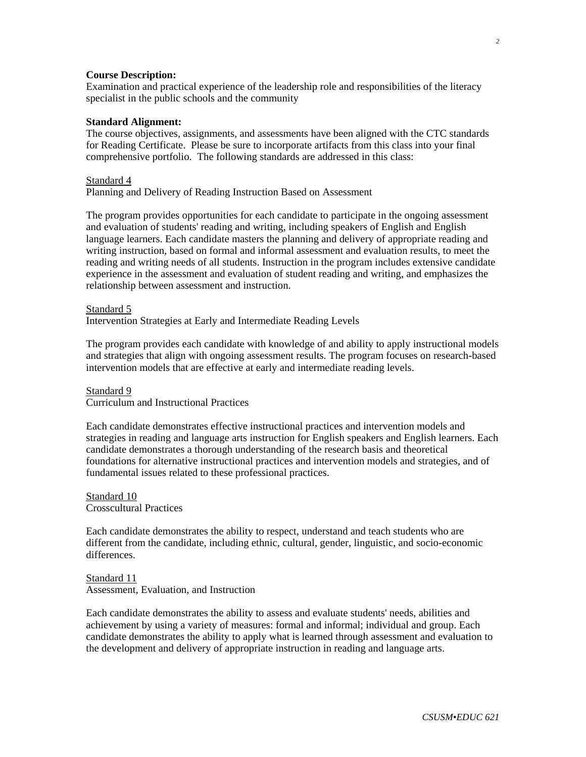**Course Description:**
Examination and practical experience of the leadership role and responsibilities of the literacy specialist in the public schools and the community

**Standard Alignment:**
The course objectives, assignments, and assessments have been aligned with the CTC standards for Reading Certificate. Please be sure to incorporate artifacts from this class into your final comprehensive portfolio. The following standards are addressed in this class:

<u>Standard 4</u>
Planning and Delivery of Reading Instruction Based on Assessment

The program provides opportunities for each candidate to participate in the ongoing assessment and evaluation of students' reading and writing, including speakers of English and English language learners. Each candidate masters the planning and delivery of appropriate reading and writing instruction, based on formal and informal assessment and evaluation results, to meet the reading and writing needs of all students. Instruction in the program includes extensive candidate experience in the assessment and evaluation of student reading and writing, and emphasizes the relationship between assessment and instruction.

<u>Standard 5</u>
Intervention Strategies at Early and Intermediate Reading Levels

The program provides each candidate with knowledge of and ability to apply instructional models and strategies that align with ongoing assessment results. The program focuses on research-based intervention models that are effective at early and intermediate reading levels.

<u>Standard 9</u>
Curriculum and Instructional Practices

Each candidate demonstrates effective instructional practices and intervention models and strategies in reading and language arts instruction for English speakers and English learners. Each candidate demonstrates a thorough understanding of the research basis and theoretical foundations for alternative instructional practices and intervention models and strategies, and of fundamental issues related to these professional practices.

<u>Standard 10</u>
Crosscultural Practices

Each candidate demonstrates the ability to respect, understand and teach students who are different from the candidate, including ethnic, cultural, gender, linguistic, and socio-economic differences.

<u>Standard 11</u>
Assessment, Evaluation, and Instruction

Each candidate demonstrates the ability to assess and evaluate students' needs, abilities and achievement by using a variety of measures: formal and informal; individual and group. Each candidate demonstrates the ability to apply what is learned through assessment and evaluation to the development and delivery of appropriate instruction in reading and language arts.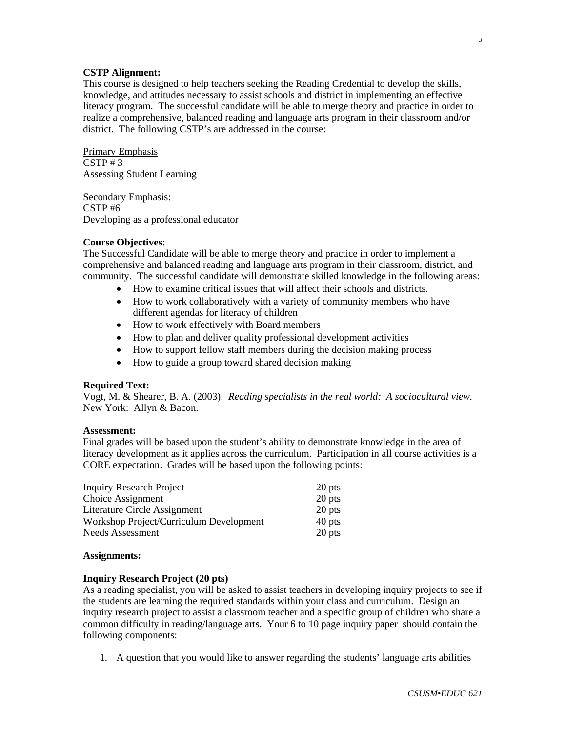**CSTP Alignment:**
This course is designed to help teachers seeking the Reading Credential to develop the skills, knowledge, and attitudes necessary to assist schools and district in implementing an effective literacy program. The successful candidate will be able to merge theory and practice in order to realize a comprehensive, balanced reading and language arts program in their classroom and/or district. The following CSTP's are addressed in the course:

Primary Emphasis
CSTP # 3
Assessing Student Learning

Secondary Emphasis:
CSTP #6
Developing as a professional educator

**Course Objectives**:
The Successful Candidate will be able to merge theory and practice in order to implement a comprehensive and balanced reading and language arts program in their classroom, district, and community. The successful candidate will demonstrate skilled knowledge in the following areas:

- How to examine critical issues that will affect their schools and districts.
- How to work collaboratively with a variety of community members who have different agendas for literacy of children
- How to work effectively with Board members
- How to plan and deliver quality professional development activities
- How to support fellow staff members during the decision making process
- How to guide a group toward shared decision making

**Required Text:**
Vogt, M. & Shearer, B. A. (2003). *Reading specialists in the real world: A sociocultural view.* New York: Allyn & Bacon.

**Assessment:**
Final grades will be based upon the student's ability to demonstrate knowledge in the area of literacy development as it applies across the curriculum. Participation in all course activities is a CORE expectation. Grades will be based upon the following points:

| | |
|---|---|
| Inquiry Research Project | 20 pts |
| Choice Assignment | 20 pts |
| Literature Circle Assignment | 20 pts |
| Workshop Project/Curriculum Development | 40 pts |
| Needs Assessment | 20 pts |

**Assignments:**

**Inquiry Research Project (20 pts)**
As a reading specialist, you will be asked to assist teachers in developing inquiry projects to see if the students are learning the required standards within your class and curriculum. Design an inquiry research project to assist a classroom teacher and a specific group of children who share a common difficulty in reading/language arts. Your 6 to 10 page inquiry paper should contain the following components:

1. A question that you would like to answer regarding the students' language arts abilities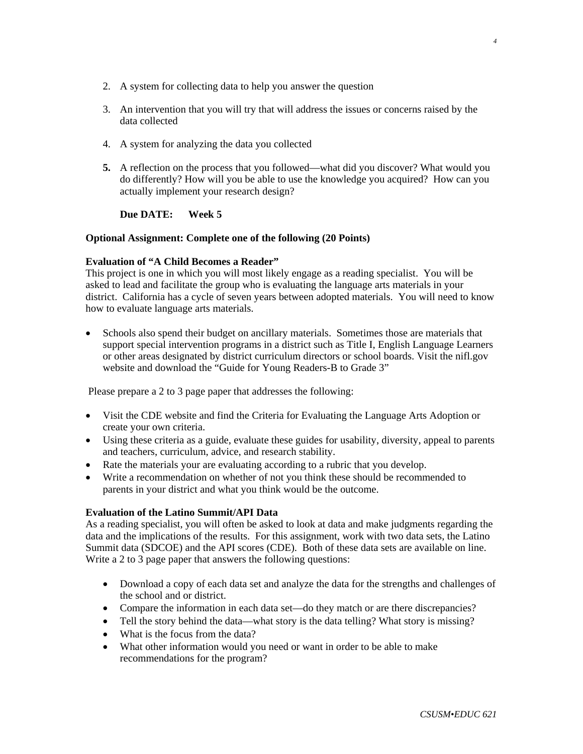2. A system for collecting data to help you answer the question

3. An intervention that you will try that will address the issues or concerns raised by the data collected

4. A system for analyzing the data you collected

5. A reflection on the process that you followed—what did you discover? What would you do differently? How will you be able to use the knowledge you acquired? How can you actually implement your research design?

   **Due DATE: Week 5**

**Optional Assignment: Complete one of the following (20 Points)**

**Evaluation of "A Child Becomes a Reader"**
This project is one in which you will most likely engage as a reading specialist. You will be asked to lead and facilitate the group who is evaluating the language arts materials in your district. California has a cycle of seven years between adopted materials. You will need to know how to evaluate language arts materials.

- Schools also spend their budget on ancillary materials. Sometimes those are materials that support special intervention programs in a district such as Title I, English Language Learners or other areas designated by district curriculum directors or school boards. Visit the nifl.gov website and download the "Guide for Young Readers-B to Grade 3"

Please prepare a 2 to 3 page paper that addresses the following:

- Visit the CDE website and find the Criteria for Evaluating the Language Arts Adoption or create your own criteria.
- Using these criteria as a guide, evaluate these guides for usability, diversity, appeal to parents and teachers, curriculum, advice, and research stability.
- Rate the materials your are evaluating according to a rubric that you develop.
- Write a recommendation on whether of not you think these should be recommended to parents in your district and what you think would be the outcome.

**Evaluation of the Latino Summit/API Data**
As a reading specialist, you will often be asked to look at data and make judgments regarding the data and the implications of the results. For this assignment, work with two data sets, the Latino Summit data (SDCOE) and the API scores (CDE). Both of these data sets are available on line. Write a 2 to 3 page paper that answers the following questions:

- Download a copy of each data set and analyze the data for the strengths and challenges of the school and or district.
- Compare the information in each data set—do they match or are there discrepancies?
- Tell the story behind the data—what story is the data telling? What story is missing?
- What is the focus from the data?
- What other information would you need or want in order to be able to make recommendations for the program?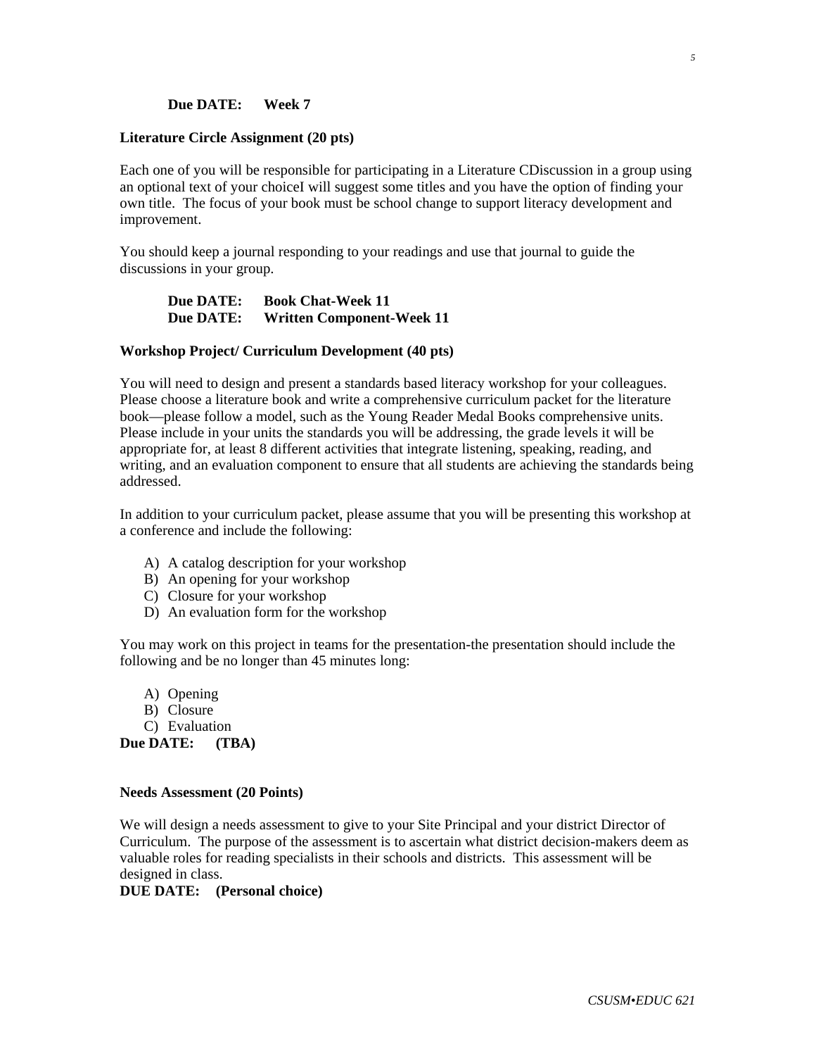**Due DATE: Week 7**

**Literature Circle Assignment (20 pts)**

Each one of you will be responsible for participating in a Literature CDiscussion in a group using an optional text of your choiceI will suggest some titles and you have the option of finding your own title. The focus of your book must be school change to support literacy development and improvement.

You should keep a journal responding to your readings and use that journal to guide the discussions in your group.

**Due DATE: Book Chat-Week 11**
**Due DATE: Written Component-Week 11**

**Workshop Project/ Curriculum Development (40 pts)**

You will need to design and present a standards based literacy workshop for your colleagues. Please choose a literature book and write a comprehensive curriculum packet for the literature book—please follow a model, such as the Young Reader Medal Books comprehensive units. Please include in your units the standards you will be addressing, the grade levels it will be appropriate for, at least 8 different activities that integrate listening, speaking, reading, and writing, and an evaluation component to ensure that all students are achieving the standards being addressed.

In addition to your curriculum packet, please assume that you will be presenting this workshop at a conference and include the following:

A) A catalog description for your workshop
B) An opening for your workshop
C) Closure for your workshop
D) An evaluation form for the workshop

You may work on this project in teams for the presentation-the presentation should include the following and be no longer than 45 minutes long:

A) Opening
B) Closure
C) Evaluation

**Due DATE: (TBA)**

**Needs Assessment (20 Points)**

We will design a needs assessment to give to your Site Principal and your district Director of Curriculum. The purpose of the assessment is to ascertain what district decision-makers deem as valuable roles for reading specialists in their schools and districts. This assessment will be designed in class.

**DUE DATE: (Personal choice)**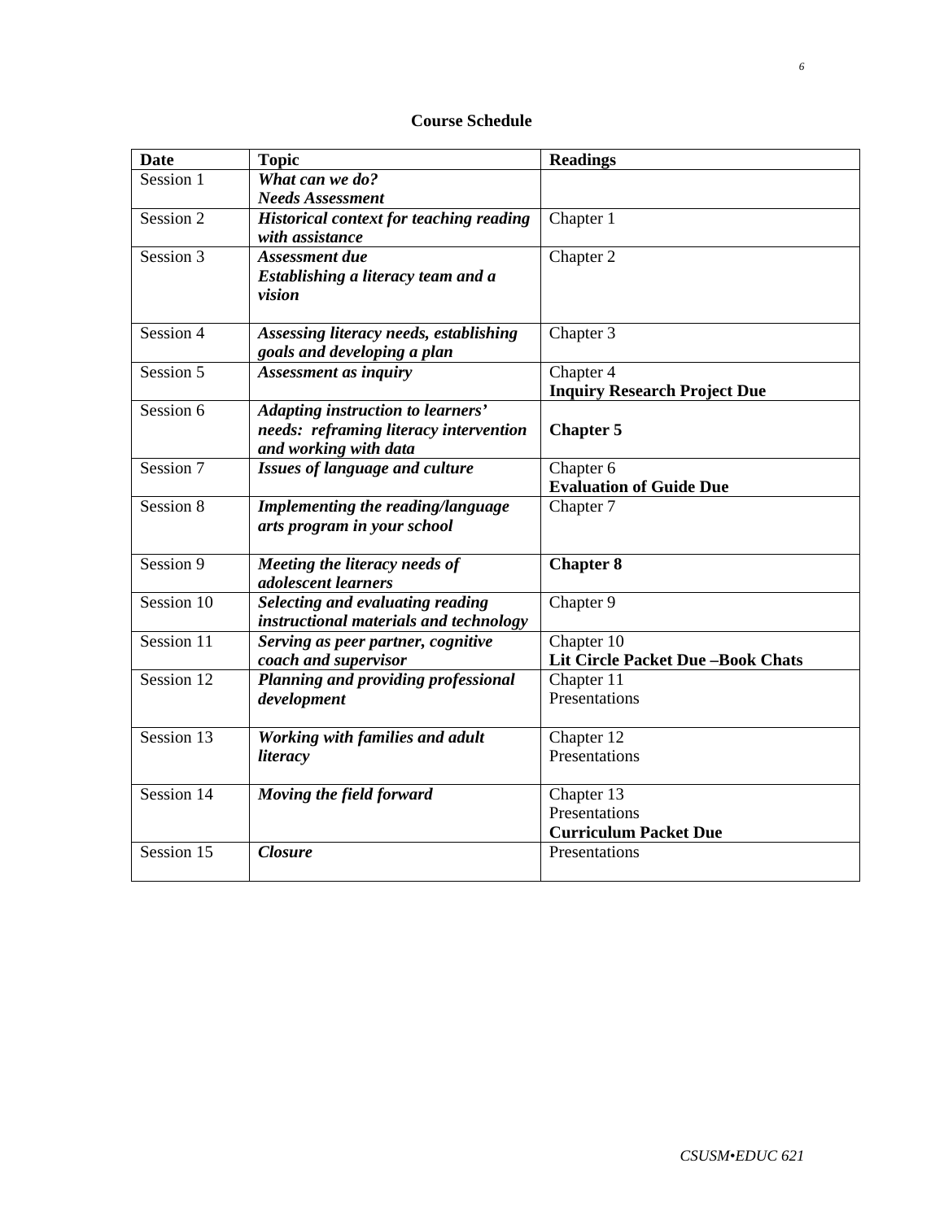**Course Schedule**

| **Date** | **Topic** | **Readings** |
|---|---|---|
| Session 1 | ***What can we do?*** ***Needs Assessment*** | |
| Session 2 | ***Historical context for teaching reading with assistance*** | Chapter 1 |
| Session 3 | ***Assessment due*** ***Establishing a literacy team and a vision*** | Chapter 2 |
| Session 4 | ***Assessing literacy needs, establishing goals and developing a plan*** | Chapter 3 |
| Session 5 | ***Assessment as inquiry*** | Chapter 4 **Inquiry Research Project Due** |
| Session 6 | ***Adapting instruction to learners' needs: reframing literacy intervention and working with data*** | **Chapter 5** |
| Session 7 | ***Issues of language and culture*** | Chapter 6 **Evaluation of Guide Due** |
| Session 8 | ***Implementing the reading/language arts program in your school*** | Chapter 7 |
| Session 9 | ***Meeting the literacy needs of adolescent learners*** | **Chapter 8** |
| Session 10 | ***Selecting and evaluating reading instructional materials and technology*** | Chapter 9 |
| Session 11 | ***Serving as peer partner, cognitive coach and supervisor*** | Chapter 10 **Lit Circle Packet Due –Book Chats** |
| Session 12 | ***Planning and providing professional development*** | Chapter 11 Presentations |
| Session 13 | ***Working with families and adult literacy*** | Chapter 12 Presentations |
| Session 14 | ***Moving the field forward*** | Chapter 13 Presentations **Curriculum Packet Due** |
| Session 15 | ***Closure*** | Presentations |